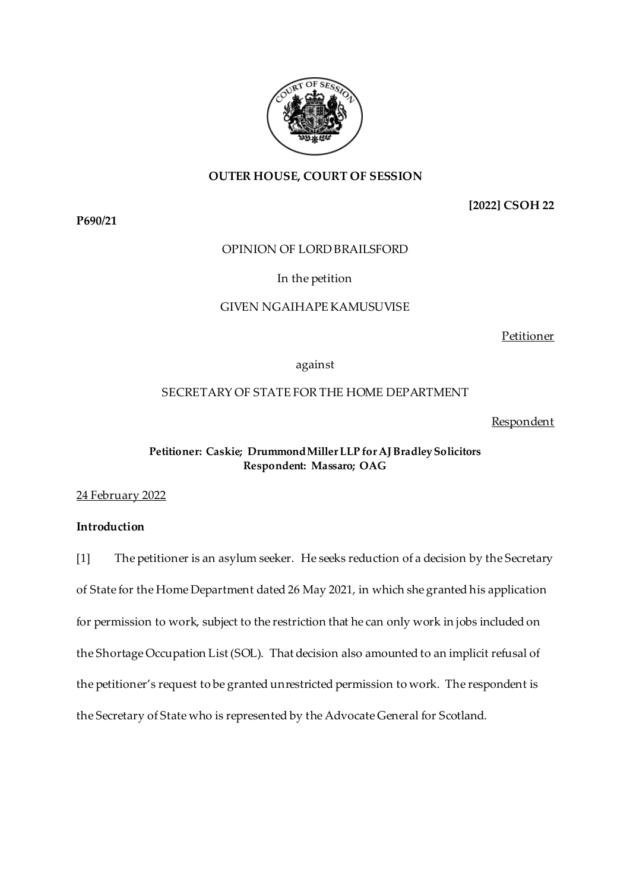**OUTER HOUSE, COURT OF SESSION**

**[2022] CSOH 22**

**P690/21**

OPINION OF LORD BRAILSFORD

In the petition

GIVEN NGAIHAPE KAMUSUVISE

Petitioner

against

SECRETARY OF STATE FOR THE HOME DEPARTMENT

Respondent

**Petitioner: Caskie; Drummond Miller LLP for AJ Bradley Solicitors**
**Respondent: Massaro; OAG**

24 February 2022

**Introduction**

[1] The petitioner is an asylum seeker. He seeks reduction of a decision by the Secretary of State for the Home Department dated 26 May 2021, in which she granted his application for permission to work, subject to the restriction that he can only work in jobs included on the Shortage Occupation List (SOL). That decision also amounted to an implicit refusal of the petitioner's request to be granted unrestricted permission to work. The respondent is the Secretary of State who is represented by the Advocate General for Scotland.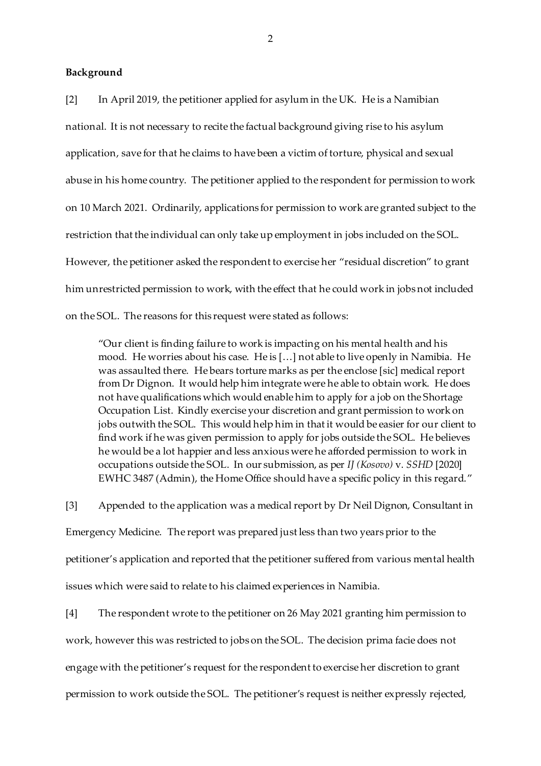**Background**

[2] In April 2019, the petitioner applied for asylum in the UK. He is a Namibian national. It is not necessary to recite the factual background giving rise to his asylum application, save for that he claims to have been a victim of torture, physical and sexual abuse in his home country. The petitioner applied to the respondent for permission to work on 10 March 2021. Ordinarily, applications for permission to work are granted subject to the restriction that the individual can only take up employment in jobs included on the SOL. However, the petitioner asked the respondent to exercise her "residual discretion" to grant him unrestricted permission to work, with the effect that he could work in jobs not included on the SOL. The reasons for this request were stated as follows:

> "Our client is finding failure to work is impacting on his mental health and his mood. He worries about his case. He is […] not able to live openly in Namibia. He was assaulted there. He bears torture marks as per the enclose [sic] medical report from Dr Dignon. It would help him integrate were he able to obtain work. He does not have qualifications which would enable him to apply for a job on the Shortage Occupation List. Kindly exercise your discretion and grant permission to work on jobs outwith the SOL. This would help him in that it would be easier for our client to find work if he was given permission to apply for jobs outside the SOL. He believes he would be a lot happier and less anxious were he afforded permission to work in occupations outside the SOL. In our submission, as per *IJ (Kosovo)* v. *SSHD* [2020] EWHC 3487 (Admin), the Home Office should have a specific policy in this regard."

[3] Appended to the application was a medical report by Dr Neil Dignon, Consultant in Emergency Medicine. The report was prepared just less than two years prior to the petitioner's application and reported that the petitioner suffered from various mental health issues which were said to relate to his claimed experiences in Namibia.

[4] The respondent wrote to the petitioner on 26 May 2021 granting him permission to work, however this was restricted to jobs on the SOL. The decision prima facie does not engage with the petitioner's request for the respondent to exercise her discretion to grant permission to work outside the SOL. The petitioner's request is neither expressly rejected,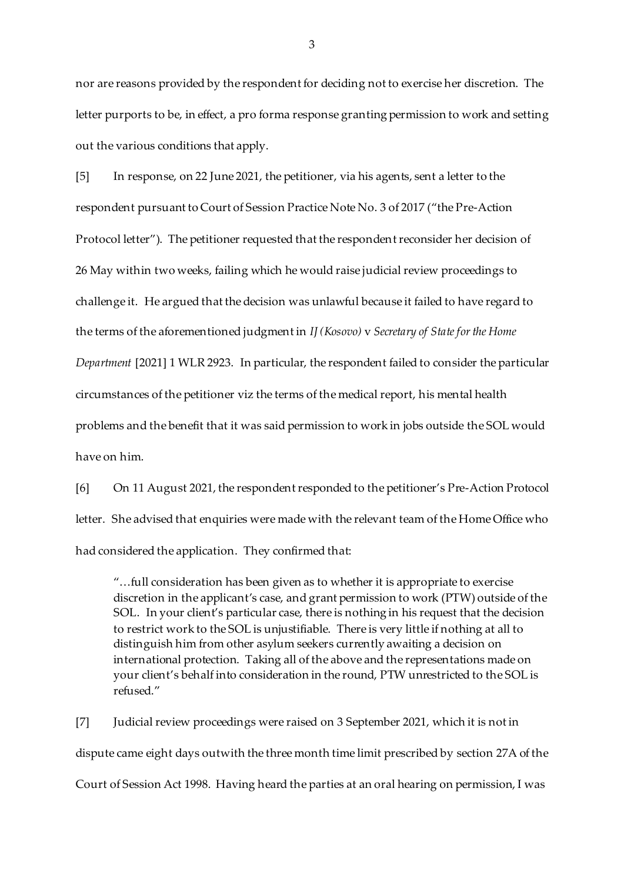nor are reasons provided by the respondent for deciding not to exercise her discretion. The letter purports to be, in effect, a pro forma response granting permission to work and setting out the various conditions that apply.

[5] In response, on 22 June 2021, the petitioner, via his agents, sent a letter to the respondent pursuant to Court of Session Practice Note No. 3 of 2017 ("the Pre-Action Protocol letter"). The petitioner requested that the respondent reconsider her decision of 26 May within two weeks, failing which he would raise judicial review proceedings to challenge it. He argued that the decision was unlawful because it failed to have regard to the terms of the aforementioned judgment in *IJ (Kosovo)* v *Secretary of State for the Home Department* [2021] 1 WLR 2923. In particular, the respondent failed to consider the particular circumstances of the petitioner viz the terms of the medical report, his mental health problems and the benefit that it was said permission to work in jobs outside the SOL would have on him.

[6] On 11 August 2021, the respondent responded to the petitioner's Pre-Action Protocol letter. She advised that enquiries were made with the relevant team of the Home Office who had considered the application. They confirmed that:

> "…full consideration has been given as to whether it is appropriate to exercise discretion in the applicant's case, and grant permission to work (PTW) outside of the SOL. In your client's particular case, there is nothing in his request that the decision to restrict work to the SOL is unjustifiable. There is very little if nothing at all to distinguish him from other asylum seekers currently awaiting a decision on international protection. Taking all of the above and the representations made on your client's behalf into consideration in the round, PTW unrestricted to the SOL is refused."

[7] Judicial review proceedings were raised on 3 September 2021, which it is not in dispute came eight days outwith the three month time limit prescribed by section 27A of the Court of Session Act 1998. Having heard the parties at an oral hearing on permission, I was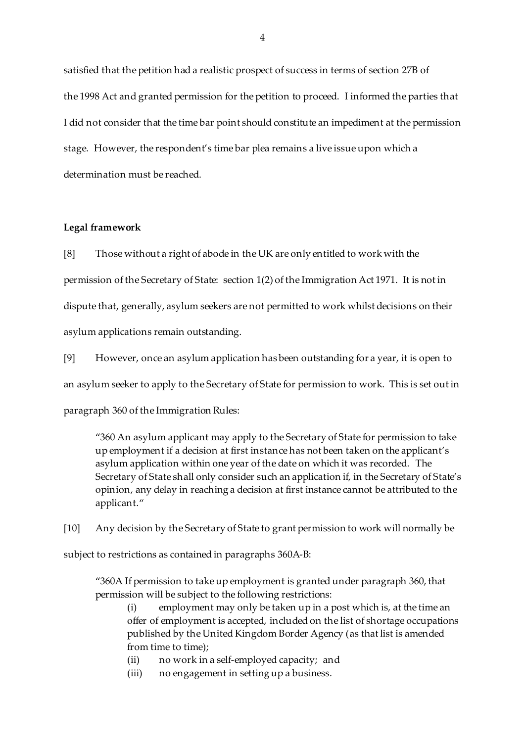satisfied that the petition had a realistic prospect of success in terms of section 27B of the 1998 Act and granted permission for the petition to proceed. I informed the parties that I did not consider that the time bar point should constitute an impediment at the permission stage. However, the respondent's time bar plea remains a live issue upon which a determination must be reached.

**Legal framework**

[8] Those without a right of abode in the UK are only entitled to work with the permission of the Secretary of State: section 1(2) of the Immigration Act 1971. It is not in dispute that, generally, asylum seekers are not permitted to work whilst decisions on their asylum applications remain outstanding.

[9] However, once an asylum application has been outstanding for a year, it is open to an asylum seeker to apply to the Secretary of State for permission to work. This is set out in paragraph 360 of the Immigration Rules:

> "360 An asylum applicant may apply to the Secretary of State for permission to take up employment if a decision at first instance has not been taken on the applicant's asylum application within one year of the date on which it was recorded. The Secretary of State shall only consider such an application if, in the Secretary of State's opinion, any delay in reaching a decision at first instance cannot be attributed to the applicant."

[10] Any decision by the Secretary of State to grant permission to work will normally be subject to restrictions as contained in paragraphs 360A-B:

> "360A If permission to take up employment is granted under paragraph 360, that permission will be subject to the following restrictions:
>
> (i) employment may only be taken up in a post which is, at the time an offer of employment is accepted, included on the list of shortage occupations published by the United Kingdom Border Agency (as that list is amended from time to time);
>
> (ii) no work in a self-employed capacity; and
>
> (iii) no engagement in setting up a business.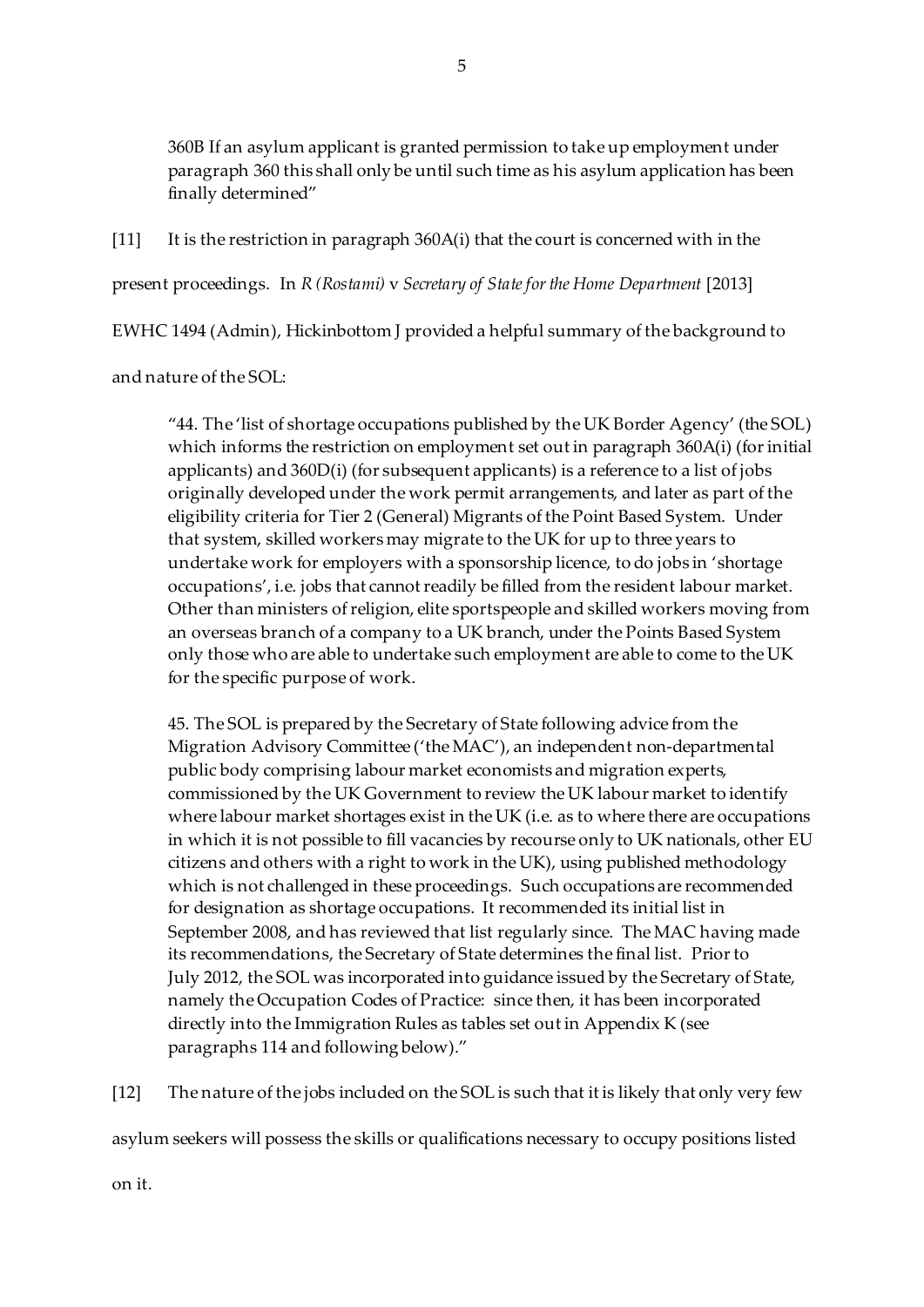> 360B If an asylum applicant is granted permission to take up employment under paragraph 360 this shall only be until such time as his asylum application has been finally determined"

[11] It is the restriction in paragraph 360A(i) that the court is concerned with in the present proceedings. In *R (Rostami)* v *Secretary of State for the Home Department* [2013] EWHC 1494 (Admin), Hickinbottom J provided a helpful summary of the background to and nature of the SOL:

> "44. The 'list of shortage occupations published by the UK Border Agency' (the SOL) which informs the restriction on employment set out in paragraph 360A(i) (for initial applicants) and 360D(i) (for subsequent applicants) is a reference to a list of jobs originally developed under the work permit arrangements, and later as part of the eligibility criteria for Tier 2 (General) Migrants of the Point Based System. Under that system, skilled workers may migrate to the UK for up to three years to undertake work for employers with a sponsorship licence, to do jobs in 'shortage occupations', i.e. jobs that cannot readily be filled from the resident labour market. Other than ministers of religion, elite sportspeople and skilled workers moving from an overseas branch of a company to a UK branch, under the Points Based System only those who are able to undertake such employment are able to come to the UK for the specific purpose of work.
>
> 45. The SOL is prepared by the Secretary of State following advice from the Migration Advisory Committee ('the MAC'), an independent non-departmental public body comprising labour market economists and migration experts, commissioned by the UK Government to review the UK labour market to identify where labour market shortages exist in the UK (i.e. as to where there are occupations in which it is not possible to fill vacancies by recourse only to UK nationals, other EU citizens and others with a right to work in the UK), using published methodology which is not challenged in these proceedings. Such occupations are recommended for designation as shortage occupations. It recommended its initial list in September 2008, and has reviewed that list regularly since. The MAC having made its recommendations, the Secretary of State determines the final list. Prior to July 2012, the SOL was incorporated into guidance issued by the Secretary of State, namely the Occupation Codes of Practice: since then, it has been incorporated directly into the Immigration Rules as tables set out in Appendix K (see paragraphs 114 and following below)."

[12] The nature of the jobs included on the SOL is such that it is likely that only very few asylum seekers will possess the skills or qualifications necessary to occupy positions listed on it.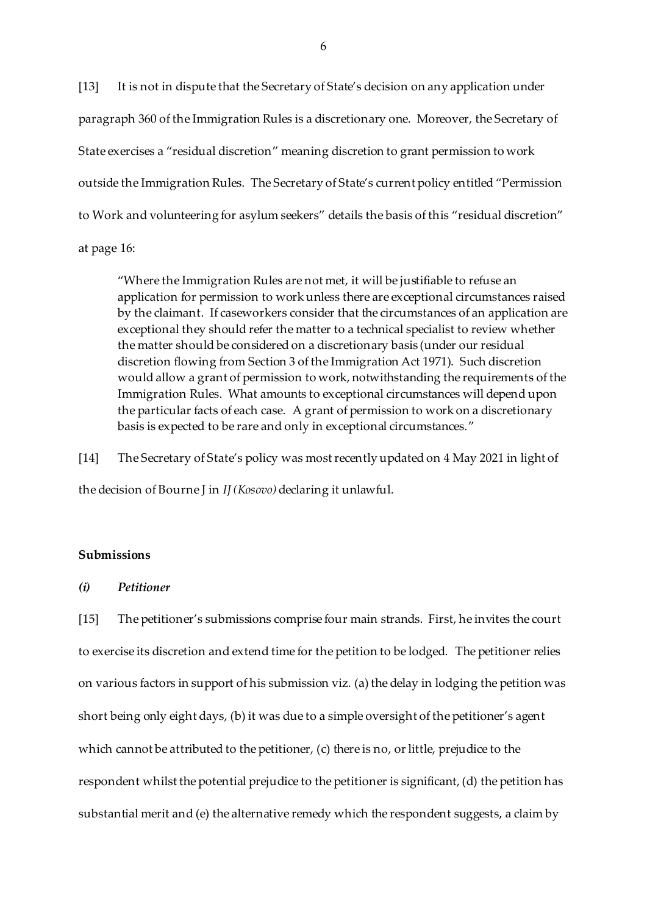[13] It is not in dispute that the Secretary of State's decision on any application under paragraph 360 of the Immigration Rules is a discretionary one. Moreover, the Secretary of State exercises a "residual discretion" meaning discretion to grant permission to work outside the Immigration Rules. The Secretary of State's current policy entitled "Permission to Work and volunteering for asylum seekers" details the basis of this "residual discretion" at page 16:

> "Where the Immigration Rules are not met, it will be justifiable to refuse an application for permission to work unless there are exceptional circumstances raised by the claimant. If caseworkers consider that the circumstances of an application are exceptional they should refer the matter to a technical specialist to review whether the matter should be considered on a discretionary basis (under our residual discretion flowing from Section 3 of the Immigration Act 1971). Such discretion would allow a grant of permission to work, notwithstanding the requirements of the Immigration Rules. What amounts to exceptional circumstances will depend upon the particular facts of each case. A grant of permission to work on a discretionary basis is expected to be rare and only in exceptional circumstances."

[14] The Secretary of State's policy was most recently updated on 4 May 2021 in light of the decision of Bourne J in *IJ (Kosovo)* declaring it unlawful.

## Submissions

### *(i) Petitioner*

[15] The petitioner's submissions comprise four main strands. First, he invites the court to exercise its discretion and extend time for the petition to be lodged. The petitioner relies on various factors in support of his submission viz. (a) the delay in lodging the petition was short being only eight days, (b) it was due to a simple oversight of the petitioner's agent which cannot be attributed to the petitioner, (c) there is no, or little, prejudice to the respondent whilst the potential prejudice to the petitioner is significant, (d) the petition has substantial merit and (e) the alternative remedy which the respondent suggests, a claim by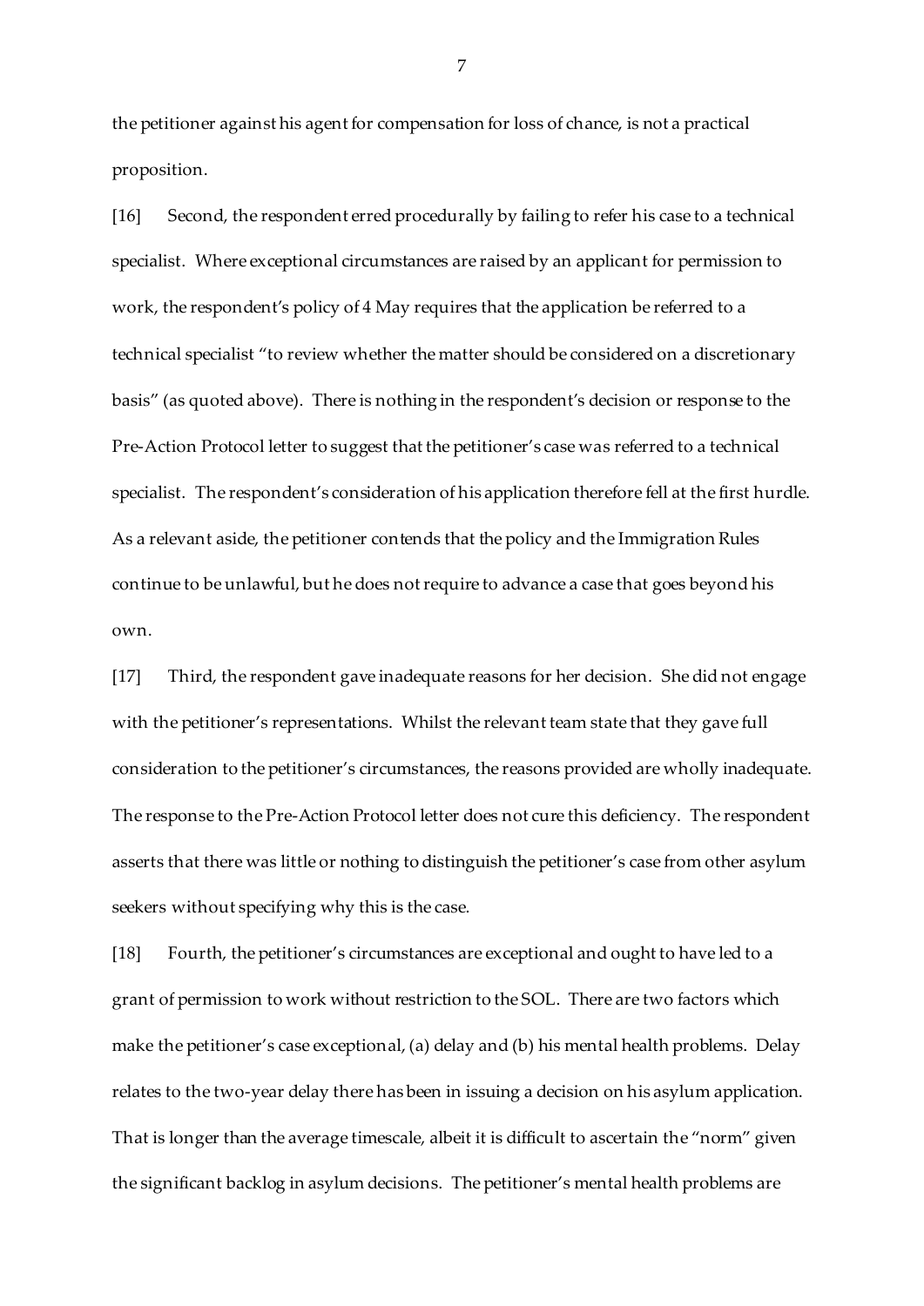the petitioner against his agent for compensation for loss of chance, is not a practical proposition.

[16] Second, the respondent erred procedurally by failing to refer his case to a technical specialist. Where exceptional circumstances are raised by an applicant for permission to work, the respondent's policy of 4 May requires that the application be referred to a technical specialist "to review whether the matter should be considered on a discretionary basis" (as quoted above). There is nothing in the respondent's decision or response to the Pre-Action Protocol letter to suggest that the petitioner's case was referred to a technical specialist. The respondent's consideration of his application therefore fell at the first hurdle. As a relevant aside, the petitioner contends that the policy and the Immigration Rules continue to be unlawful, but he does not require to advance a case that goes beyond his own.

[17] Third, the respondent gave inadequate reasons for her decision. She did not engage with the petitioner's representations. Whilst the relevant team state that they gave full consideration to the petitioner's circumstances, the reasons provided are wholly inadequate. The response to the Pre-Action Protocol letter does not cure this deficiency. The respondent asserts that there was little or nothing to distinguish the petitioner's case from other asylum seekers without specifying why this is the case.

[18] Fourth, the petitioner's circumstances are exceptional and ought to have led to a grant of permission to work without restriction to the SOL. There are two factors which make the petitioner's case exceptional, (a) delay and (b) his mental health problems. Delay relates to the two-year delay there has been in issuing a decision on his asylum application. That is longer than the average timescale, albeit it is difficult to ascertain the "norm" given the significant backlog in asylum decisions. The petitioner's mental health problems are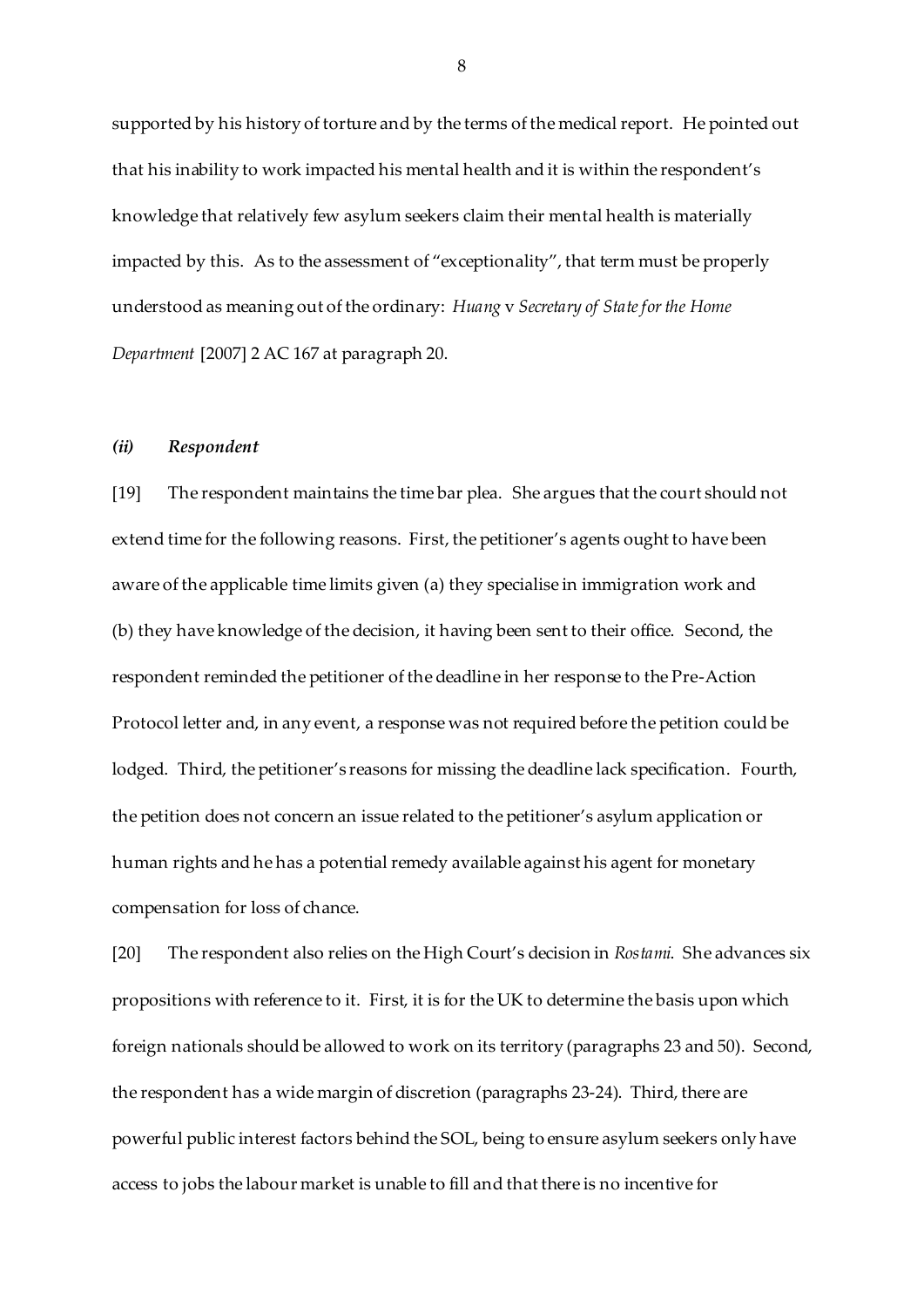supported by his history of torture and by the terms of the medical report. He pointed out that his inability to work impacted his mental health and it is within the respondent's knowledge that relatively few asylum seekers claim their mental health is materially impacted by this. As to the assessment of "exceptionality", that term must be properly understood as meaning out of the ordinary: *Huang* v *Secretary of State for the Home Department* [2007] 2 AC 167 at paragraph 20.

### *(ii) Respondent*

[19] The respondent maintains the time bar plea. She argues that the court should not extend time for the following reasons. First, the petitioner's agents ought to have been aware of the applicable time limits given (a) they specialise in immigration work and (b) they have knowledge of the decision, it having been sent to their office. Second, the respondent reminded the petitioner of the deadline in her response to the Pre-Action Protocol letter and, in any event, a response was not required before the petition could be lodged. Third, the petitioner's reasons for missing the deadline lack specification. Fourth, the petition does not concern an issue related to the petitioner's asylum application or human rights and he has a potential remedy available against his agent for monetary compensation for loss of chance.

[20] The respondent also relies on the High Court's decision in *Rostami*. She advances six propositions with reference to it. First, it is for the UK to determine the basis upon which foreign nationals should be allowed to work on its territory (paragraphs 23 and 50). Second, the respondent has a wide margin of discretion (paragraphs 23-24). Third, there are powerful public interest factors behind the SOL, being to ensure asylum seekers only have access to jobs the labour market is unable to fill and that there is no incentive for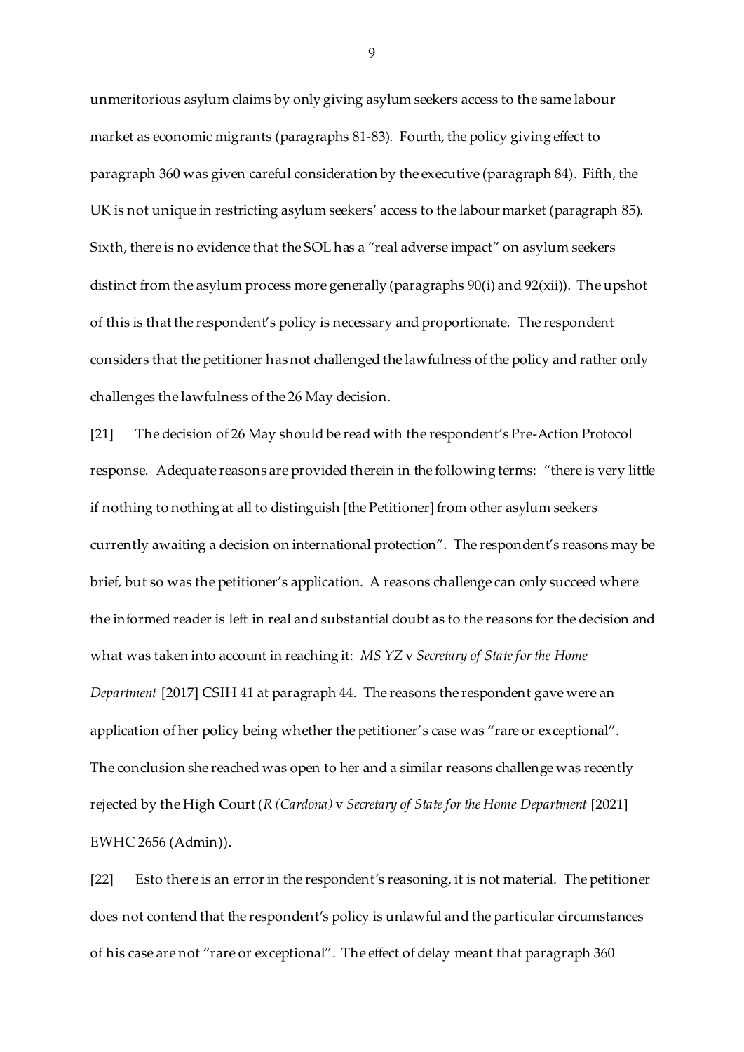unmeritorious asylum claims by only giving asylum seekers access to the same labour market as economic migrants (paragraphs 81-83). Fourth, the policy giving effect to paragraph 360 was given careful consideration by the executive (paragraph 84). Fifth, the UK is not unique in restricting asylum seekers' access to the labour market (paragraph 85). Sixth, there is no evidence that the SOL has a "real adverse impact" on asylum seekers distinct from the asylum process more generally (paragraphs 90(i) and 92(xii)). The upshot of this is that the respondent's policy is necessary and proportionate. The respondent considers that the petitioner has not challenged the lawfulness of the policy and rather only challenges the lawfulness of the 26 May decision.

[21] The decision of 26 May should be read with the respondent's Pre-Action Protocol response. Adequate reasons are provided therein in the following terms: "there is very little if nothing to nothing at all to distinguish [the Petitioner] from other asylum seekers currently awaiting a decision on international protection". The respondent's reasons may be brief, but so was the petitioner's application. A reasons challenge can only succeed where the informed reader is left in real and substantial doubt as to the reasons for the decision and what was taken into account in reaching it: *MS YZ* v *Secretary of State for the Home Department* [2017] CSIH 41 at paragraph 44. The reasons the respondent gave were an application of her policy being whether the petitioner's case was "rare or exceptional". The conclusion she reached was open to her and a similar reasons challenge was recently rejected by the High Court (*R (Cardona)* v *Secretary of State for the Home Department* [2021] EWHC 2656 (Admin)).

[22] Esto there is an error in the respondent's reasoning, it is not material. The petitioner does not contend that the respondent's policy is unlawful and the particular circumstances of his case are not "rare or exceptional". The effect of delay meant that paragraph 360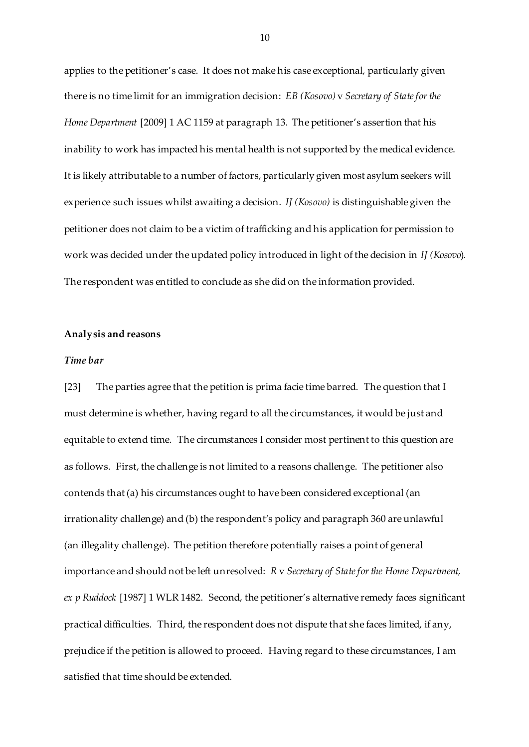applies to the petitioner's case. It does not make his case exceptional, particularly given there is no time limit for an immigration decision: *EB (Kosovo)* v *Secretary of State for the Home Department* [2009] 1 AC 1159 at paragraph 13. The petitioner's assertion that his inability to work has impacted his mental health is not supported by the medical evidence. It is likely attributable to a number of factors, particularly given most asylum seekers will experience such issues whilst awaiting a decision. *IJ (Kosovo)* is distinguishable given the petitioner does not claim to be a victim of trafficking and his application for permission to work was decided under the updated policy introduced in light of the decision in *IJ (Kosovo*). The respondent was entitled to conclude as she did on the information provided.

**Analysis and reasons**

***Time bar***

[23] The parties agree that the petition is prima facie time barred. The question that I must determine is whether, having regard to all the circumstances, it would be just and equitable to extend time. The circumstances I consider most pertinent to this question are as follows. First, the challenge is not limited to a reasons challenge. The petitioner also contends that (a) his circumstances ought to have been considered exceptional (an irrationality challenge) and (b) the respondent's policy and paragraph 360 are unlawful (an illegality challenge). The petition therefore potentially raises a point of general importance and should not be left unresolved: *R* v *Secretary of State for the Home Department, ex p Ruddock* [1987] 1 WLR 1482. Second, the petitioner's alternative remedy faces significant practical difficulties. Third, the respondent does not dispute that she faces limited, if any, prejudice if the petition is allowed to proceed. Having regard to these circumstances, I am satisfied that time should be extended.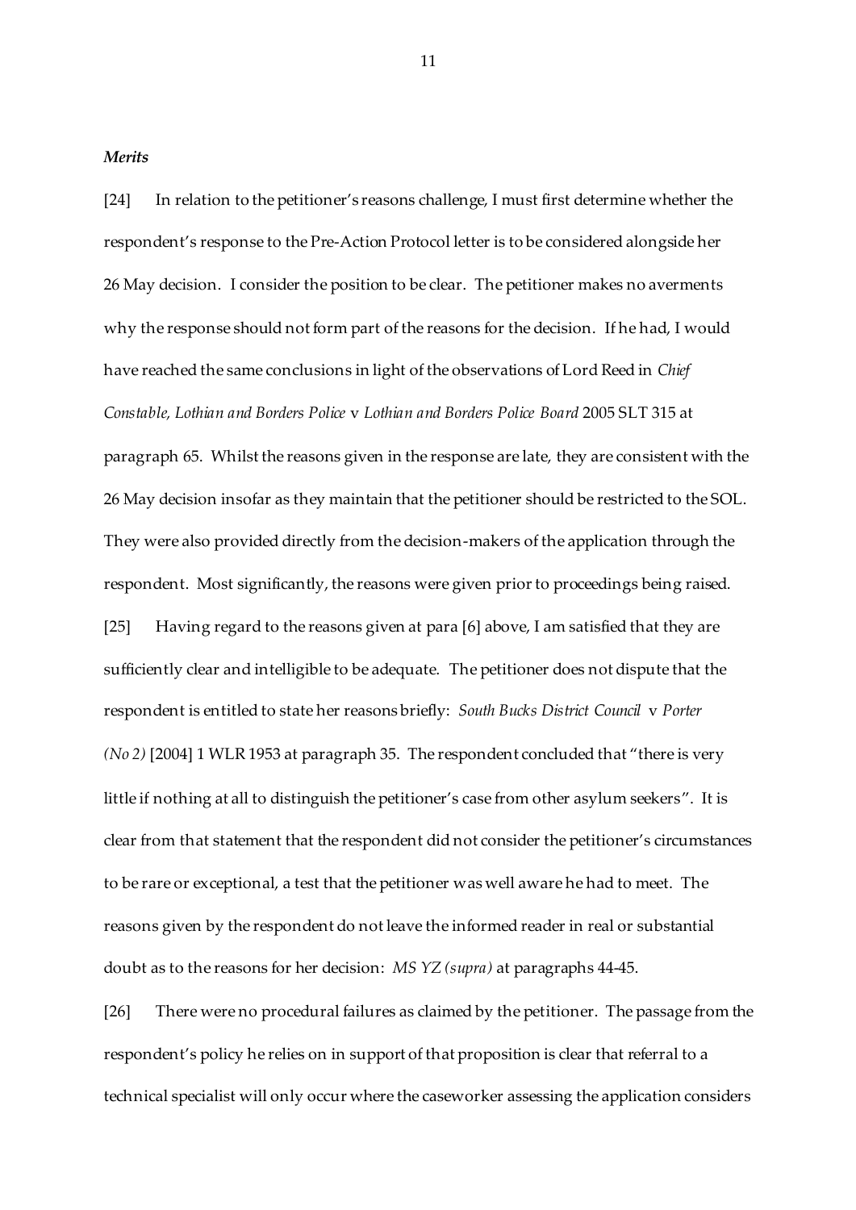### *Merits*

[24] In relation to the petitioner's reasons challenge, I must first determine whether the respondent's response to the Pre-Action Protocol letter is to be considered alongside her 26 May decision. I consider the position to be clear. The petitioner makes no averments why the response should not form part of the reasons for the decision. If he had, I would have reached the same conclusions in light of the observations of Lord Reed in *Chief Constable, Lothian and Borders Police* v *Lothian and Borders Police Board* 2005 SLT 315 at paragraph 65. Whilst the reasons given in the response are late, they are consistent with the 26 May decision insofar as they maintain that the petitioner should be restricted to the SOL. They were also provided directly from the decision-makers of the application through the respondent. Most significantly, the reasons were given prior to proceedings being raised.

[25] Having regard to the reasons given at para [6] above, I am satisfied that they are sufficiently clear and intelligible to be adequate. The petitioner does not dispute that the respondent is entitled to state her reasons briefly: *South Bucks District Council* v *Porter (No 2)* [2004] 1 WLR 1953 at paragraph 35. The respondent concluded that "there is very little if nothing at all to distinguish the petitioner's case from other asylum seekers". It is clear from that statement that the respondent did not consider the petitioner's circumstances to be rare or exceptional, a test that the petitioner was well aware he had to meet. The reasons given by the respondent do not leave the informed reader in real or substantial doubt as to the reasons for her decision: *MS YZ (supra)* at paragraphs 44-45.

[26] There were no procedural failures as claimed by the petitioner. The passage from the respondent's policy he relies on in support of that proposition is clear that referral to a technical specialist will only occur where the caseworker assessing the application considers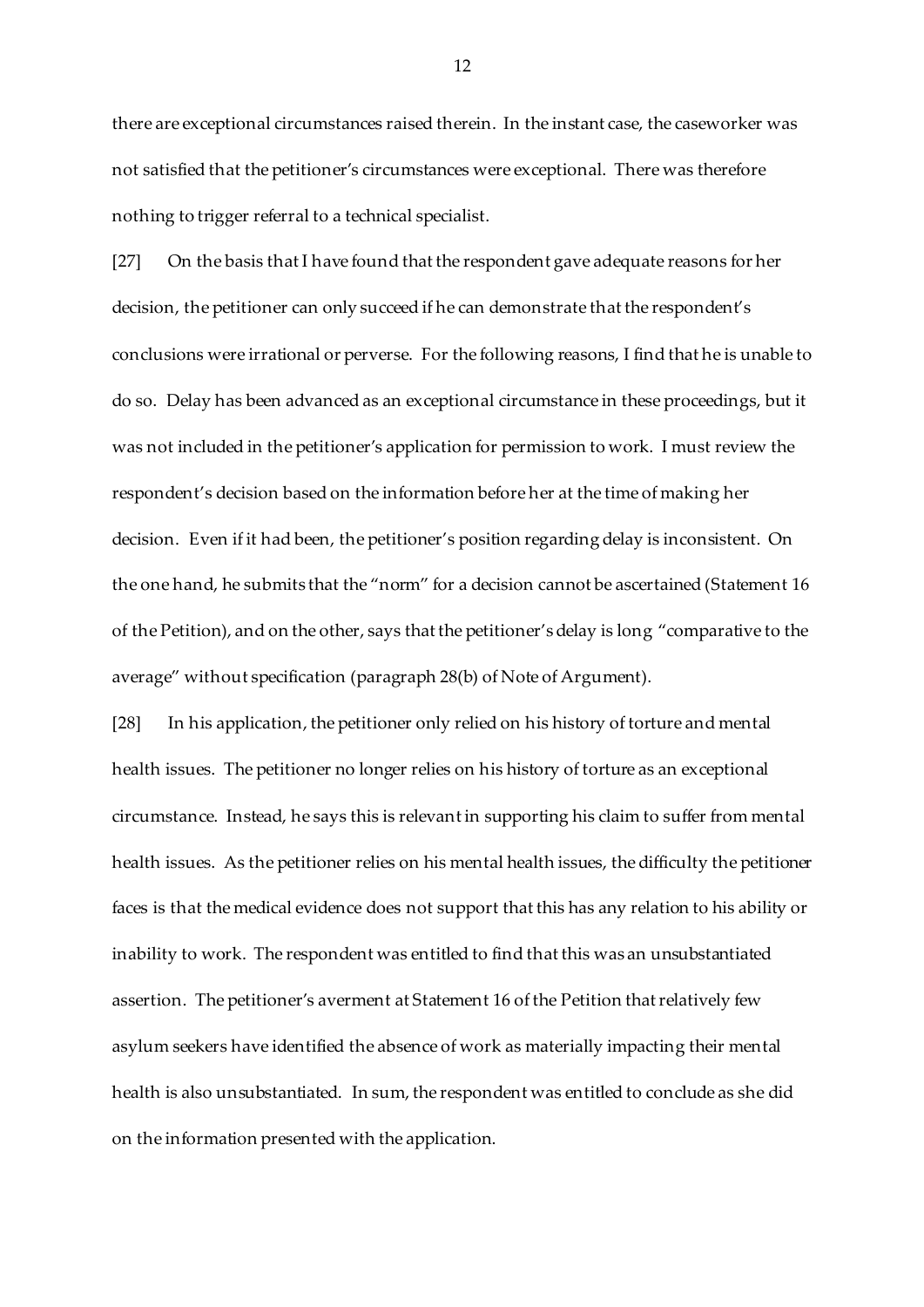there are exceptional circumstances raised therein. In the instant case, the caseworker was not satisfied that the petitioner's circumstances were exceptional. There was therefore nothing to trigger referral to a technical specialist.

[27] On the basis that I have found that the respondent gave adequate reasons for her decision, the petitioner can only succeed if he can demonstrate that the respondent's conclusions were irrational or perverse. For the following reasons, I find that he is unable to do so. Delay has been advanced as an exceptional circumstance in these proceedings, but it was not included in the petitioner's application for permission to work. I must review the respondent's decision based on the information before her at the time of making her decision. Even if it had been, the petitioner's position regarding delay is inconsistent. On the one hand, he submits that the "norm" for a decision cannot be ascertained (Statement 16 of the Petition), and on the other, says that the petitioner's delay is long "comparative to the average" without specification (paragraph 28(b) of Note of Argument).

[28] In his application, the petitioner only relied on his history of torture and mental health issues. The petitioner no longer relies on his history of torture as an exceptional circumstance. Instead, he says this is relevant in supporting his claim to suffer from mental health issues. As the petitioner relies on his mental health issues, the difficulty the petitioner faces is that the medical evidence does not support that this has any relation to his ability or inability to work. The respondent was entitled to find that this was an unsubstantiated assertion. The petitioner's averment at Statement 16 of the Petition that relatively few asylum seekers have identified the absence of work as materially impacting their mental health is also unsubstantiated. In sum, the respondent was entitled to conclude as she did on the information presented with the application.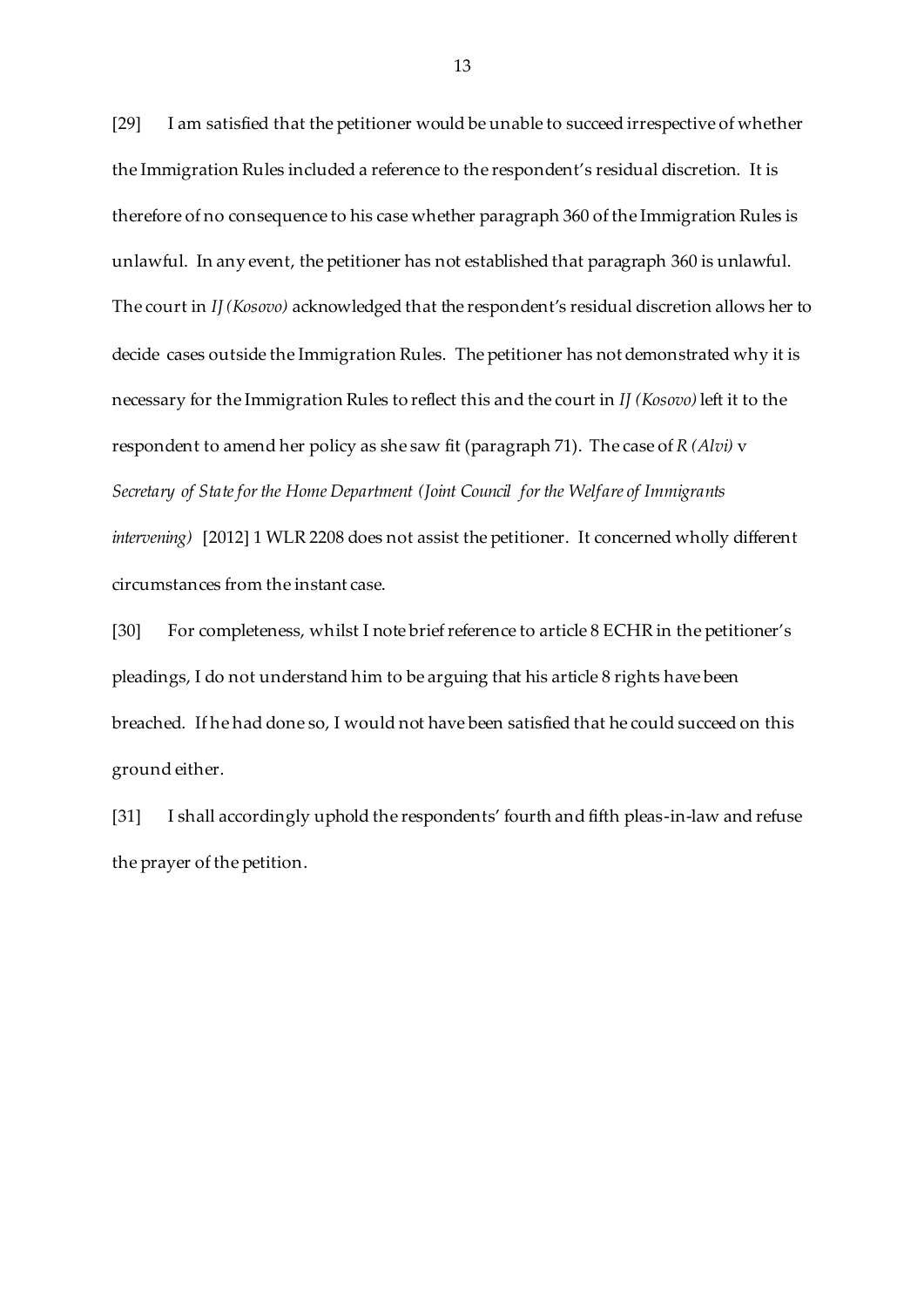[29] I am satisfied that the petitioner would be unable to succeed irrespective of whether the Immigration Rules included a reference to the respondent's residual discretion. It is therefore of no consequence to his case whether paragraph 360 of the Immigration Rules is unlawful. In any event, the petitioner has not established that paragraph 360 is unlawful. The court in *IJ (Kosovo)* acknowledged that the respondent's residual discretion allows her to decide cases outside the Immigration Rules. The petitioner has not demonstrated why it is necessary for the Immigration Rules to reflect this and the court in *IJ (Kosovo)* left it to the respondent to amend her policy as she saw fit (paragraph 71). The case of *R (Alvi)* v *Secretary of State for the Home Department (Joint Council for the Welfare of Immigrants intervening)* [2012] 1 WLR 2208 does not assist the petitioner. It concerned wholly different circumstances from the instant case.

[30] For completeness, whilst I note brief reference to article 8 ECHR in the petitioner's pleadings, I do not understand him to be arguing that his article 8 rights have been breached. If he had done so, I would not have been satisfied that he could succeed on this ground either.

[31] I shall accordingly uphold the respondents' fourth and fifth pleas-in-law and refuse the prayer of the petition.